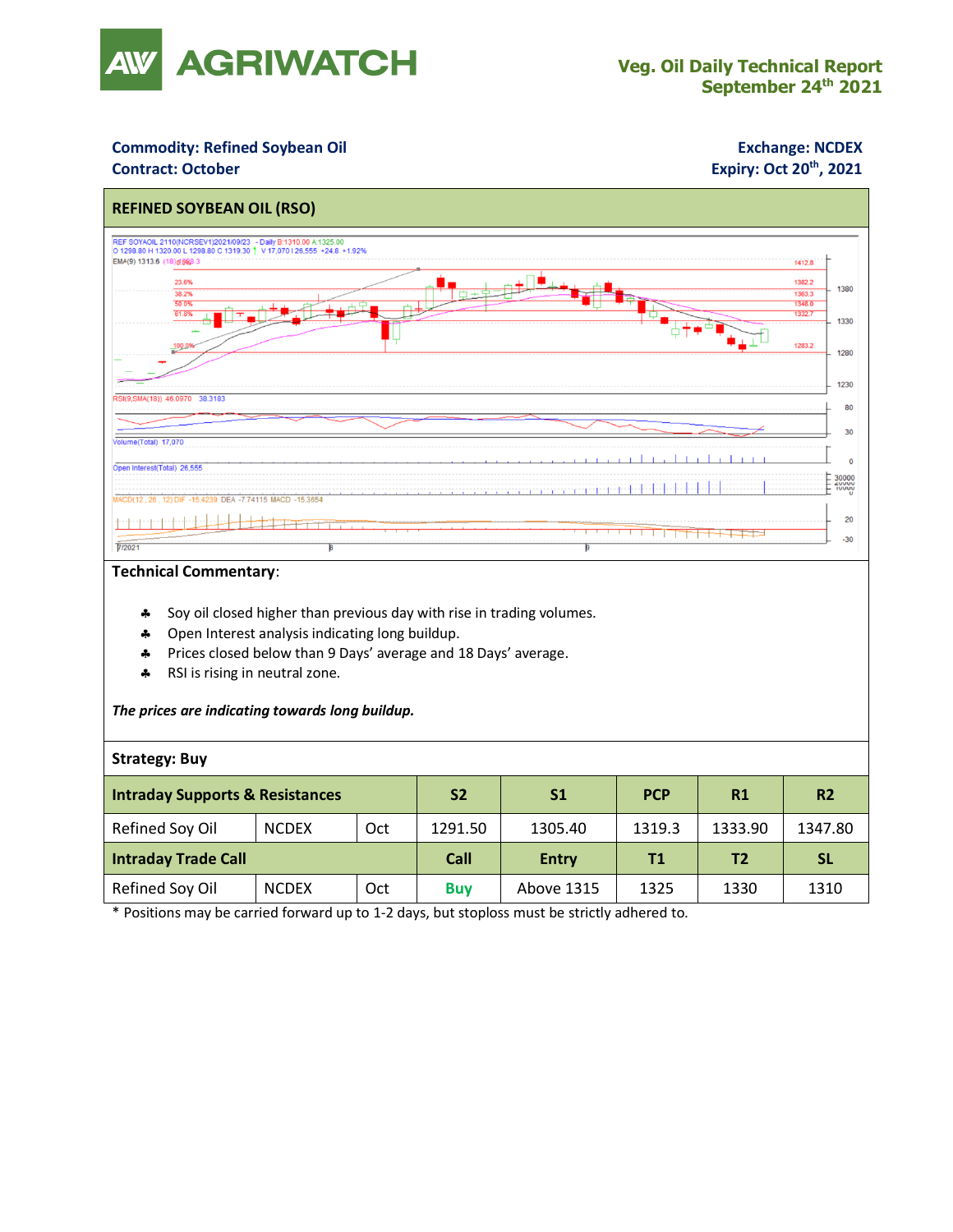# AGRIWATCH

## Veg. Oil Daily Technical Report
## September 24th 2021

**Commodity: Refined Soybean Oil**
**Contract: October**

**Exchange: NCDEX**
**Expiry: Oct 20th, 2021**

### REFINED SOYBEAN OIL (RSO)

### Technical Commentary:

- Soy oil closed higher than previous day with rise in trading volumes.
- Open Interest analysis indicating long buildup.
- Prices closed below than 9 Days' average and 18 Days' average.
- RSI is rising in neutral zone.

***The prices are indicating towards long buildup.***

**Strategy: Buy**

| Intraday Supports & Resistances | | | S2 | S1 | PCP | R1 | R2 |
|---|---|---|---|---|---|---|---|
| Refined Soy Oil | NCDEX | Oct | 1291.50 | 1305.40 | 1319.3 | 1333.90 | 1347.80 |
| **Intraday Trade Call** | | | **Call** | **Entry** | **T1** | **T2** | **SL** |
| Refined Soy Oil | NCDEX | Oct | **Buy** | Above 1315 | 1325 | 1330 | 1310 |

* Positions may be carried forward up to 1-2 days, but stoploss must be strictly adhered to.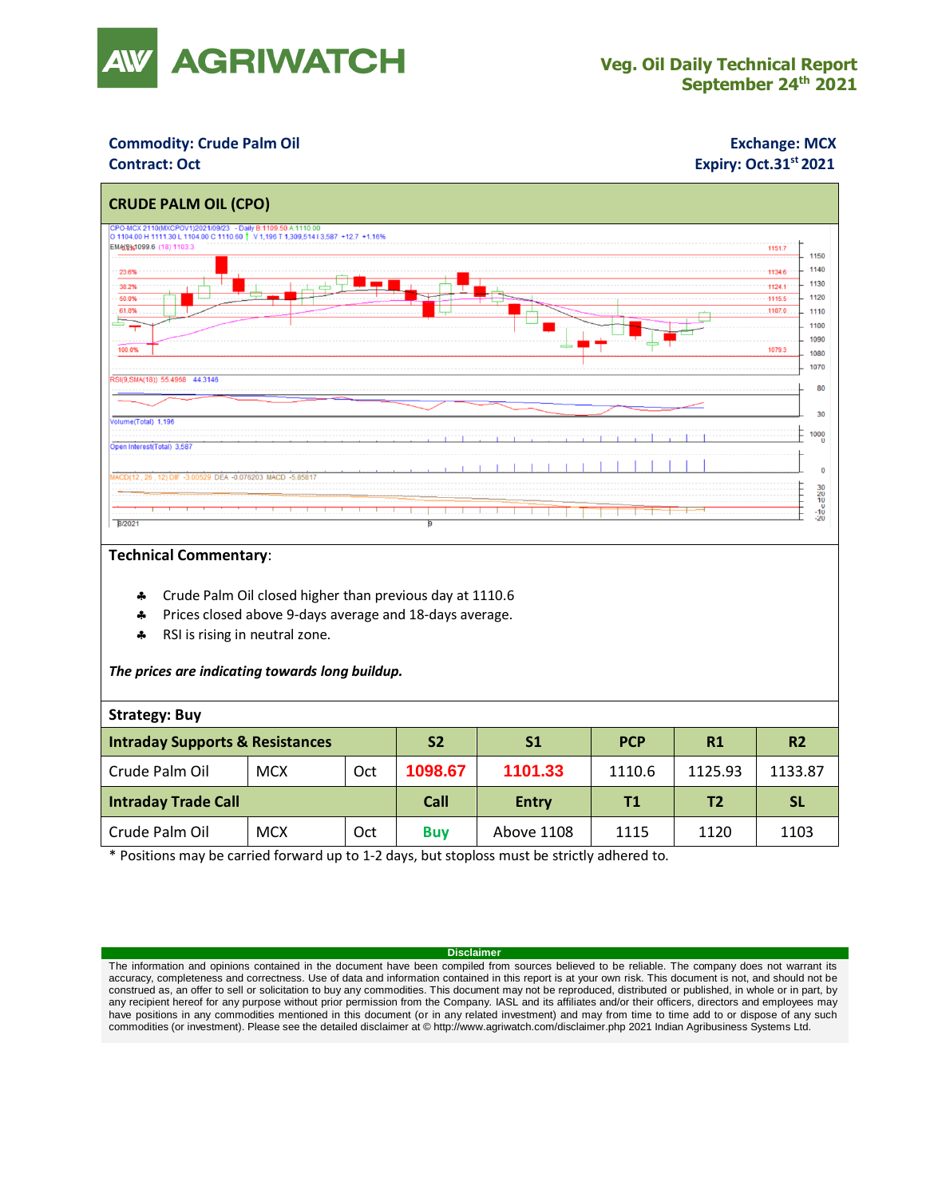# AGRIWATCH

**Veg. Oil Daily Technical Report**
**September 24th 2021**

**Commodity: Crude Palm Oil** — **Exchange: MCX**
**Contract: Oct** — **Expiry: Oct.31st 2021**

## CRUDE PALM OIL (CPO)

CPO-MCX 2110(MXCPOV1)2021/09/23 - Daily B 1109.50 A 1110.00
O 1104.00 H 1111.30 L 1104.00 C 1110.60 ↑ V 1,196 T 1,309,514 I 3,587 +12.7 +1.16%
EMA(9) 1099.6 (18) 1103.3

23.6% 38.2% 50.0% 61.8% 100.0%

1151.7 1134.6 1124.1 1115.5 1107.0 1079.3

1150 1140 1130 1120 1110 1100 1090 1080 1070

RSI(9,SMA(18)) 55.4968 44.3146

80 30

Volume(Total) 1,196

1000 0

Open Interest(Total) 3,587

0

MACD(12 , 26 , 12) DIF -3.00529 DEA -0.076203 MACD -5.85817

30 20 10 0 -10 -20

8/2021 9

**Technical Commentary**:

- Crude Palm Oil closed higher than previous day at 1110.6
- Prices closed above 9-days average and 18-days average.
- RSI is rising in neutral zone.

***The prices are indicating towards long buildup.***

**Strategy: Buy**

| **Intraday Supports & Resistances** | | | **S2** | **S1** | **PCP** | **R1** | **R2** |
|---|---|---|---|---|---|---|---|
| Crude Palm Oil | MCX | Oct | **1098.67** | **1101.33** | 1110.6 | 1125.93 | 1133.87 |
| **Intraday Trade Call** | | | **Call** | **Entry** | **T1** | **T2** | **SL** |
| Crude Palm Oil | MCX | Oct | **Buy** | Above 1108 | 1115 | 1120 | 1103 |

\* Positions may be carried forward up to 1-2 days, but stoploss must be strictly adhered to.

**Disclaimer**

The information and opinions contained in the document have been compiled from sources believed to be reliable. The company does not warrant its accuracy, completeness and correctness. Use of data and information contained in this report is at your own risk. This document is not, and should not be construed as, an offer to sell or solicitation to buy any commodities. This document may not be reproduced, distributed or published, in whole or in part, by any recipient hereof for any purpose without prior permission from the Company. IASL and its affiliates and/or their officers, directors and employees may have positions in any commodities mentioned in this document (or in any related investment) and may from time to time add to or dispose of any such commodities (or investment). Please see the detailed disclaimer at © http://www.agriwatch.com/disclaimer.php 2021 Indian Agribusiness Systems Ltd.